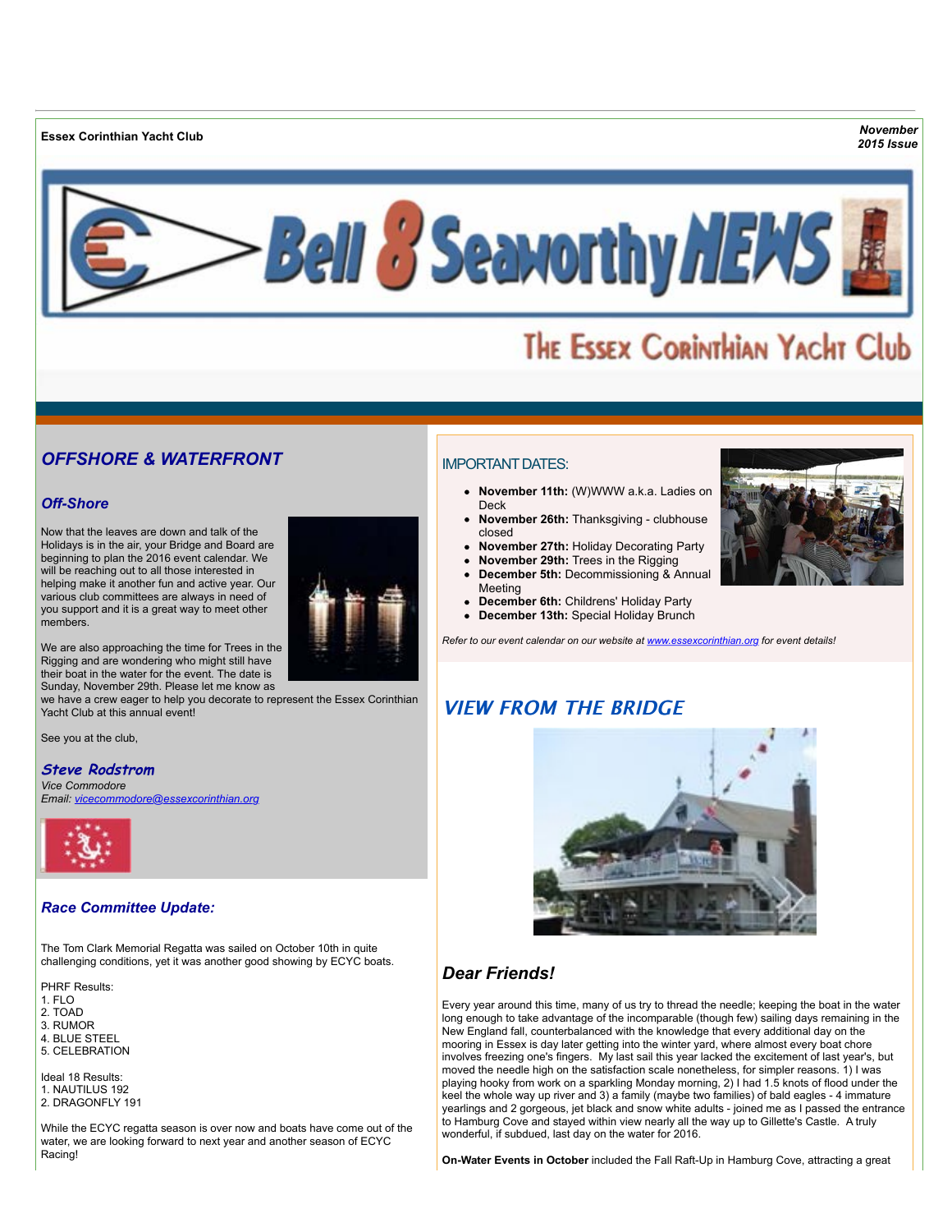**Essex Corinthian Yacht Club**

***November 2015 Issue***

# Bell 8 Seaworthy NEWS

## The Essex Corinthian Yacht Club

## *OFFSHORE & WATERFRONT*

### *Off-Shore*

Now that the leaves are down and talk of the Holidays is in the air, your Bridge and Board are beginning to plan the 2016 event calendar. We will be reaching out to all those interested in helping make it another fun and active year. Our various club committees are always in need of you support and it is a great way to meet other members.

We are also approaching the time for Trees in the Rigging and are wondering who might still have their boat in the water for the event. The date is Sunday, November 29th. Please let me know as we have a crew eager to help you decorate to represent the Essex Corinthian Yacht Club at this annual event!

See you at the club,

***Steve Rodstrom***
*Vice Commodore*
*Email: vicecommodore@essexcorinthian.org*

### *Race Committee Update:*

The Tom Clark Memorial Regatta was sailed on October 10th in quite challenging conditions, yet it was another good showing by ECYC boats.

PHRF Results:
1. FLO
2. TOAD
3. RUMOR
4. BLUE STEEL
5. CELEBRATION

Ideal 18 Results:
1. NAUTILUS 192
2. DRAGONFLY 191

While the ECYC regatta season is over now and boats have come out of the water, we are looking forward to next year and another season of ECYC Racing!

### IMPORTANT DATES:

- **November 11th:** (W)WWW a.k.a. Ladies on Deck
- **November 26th:** Thanksgiving - clubhouse closed
- **November 27th:** Holiday Decorating Party
- **November 29th:** Trees in the Rigging
- **December 5th:** Decommissioning & Annual Meeting
- **December 6th:** Childrens' Holiday Party
- **December 13th:** Special Holiday Brunch

*Refer to our event calendar on our website at www.essexcorinthian.org for event details!*

## *VIEW FROM THE BRIDGE*

### *Dear Friends!*

Every year around this time, many of us try to thread the needle; keeping the boat in the water long enough to take advantage of the incomparable (though few) sailing days remaining in the New England fall, counterbalanced with the knowledge that every additional day on the mooring in Essex is day later getting into the winter yard, where almost every boat chore involves freezing one's fingers. My last sail this year lacked the excitement of last year's, but moved the needle high on the satisfaction scale nonetheless, for simpler reasons. 1) I was playing hooky from work on a sparkling Monday morning, 2) I had 1.5 knots of flood under the keel the whole way up river and 3) a family (maybe two families) of bald eagles - 4 immature yearlings and 2 gorgeous, jet black and snow white adults - joined me as I passed the entrance to Hamburg Cove and stayed within view nearly all the way up to Gillette's Castle. A truly wonderful, if subdued, last day on the water for 2016.

**On-Water Events in October** included the Fall Raft-Up in Hamburg Cove, attracting a great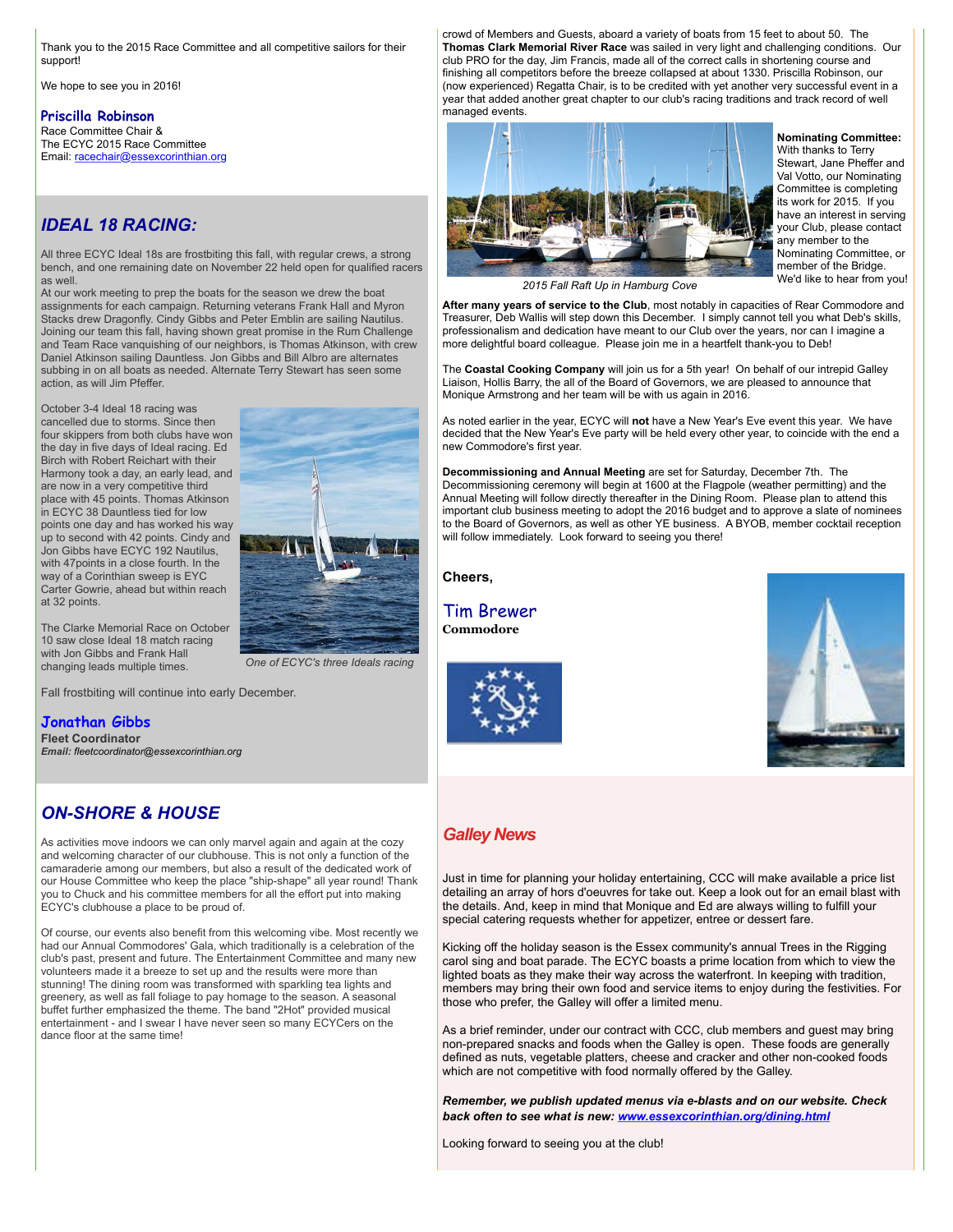Thank you to the 2015 Race Committee and all competitive sailors for their support!

We hope to see you in 2016!

**Priscilla Robinson**
Race Committee Chair &
The ECYC 2015 Race Committee
Email: racechair@essexcorinthian.org

## IDEAL 18 RACING:

All three ECYC Ideal 18s are frostbiting this fall, with regular crews, a strong bench, and one remaining date on November 22 held open for qualified racers as well.
At our work meeting to prep the boats for the season we drew the boat assignments for each campaign. Returning veterans Frank Hall and Myron Stacks drew Dragonfly. Cindy Gibbs and Peter Emblin are sailing Nautilus. Joining our team this fall, having shown great promise in the Rum Challenge and Team Race vanquishing of our neighbors, is Thomas Atkinson, with crew Daniel Atkinson sailing Dauntless. Jon Gibbs and Bill Albro are alternates subbing in on all boats as needed. Alternate Terry Stewart has seen some action, as will Jim Pfeffer.

October 3-4 Ideal 18 racing was cancelled due to storms. Since then four skippers from both clubs have won the day in five days of Ideal racing. Ed Birch with Robert Reichart with their Harmony took a day, an early lead, and are now in a very competitive third place with 45 points. Thomas Atkinson in ECYC 38 Dauntless tied for low points one day and has worked his way up to second with 42 points. Cindy and Jon Gibbs have ECYC 192 Nautilus, with 47points in a close fourth. In the way of a Corinthian sweep is EYC Carter Gowrie, ahead but within reach at 32 points.

The Clarke Memorial Race on October 10 saw close Ideal 18 match racing with Jon Gibbs and Frank Hall changing leads multiple times.

*One of ECYC's three Ideals racing*

Fall frostbiting will continue into early December.

**Jonathan Gibbs**
**Fleet Coordinator**
***Email:** fleetcoordinator@essexcorinthian.org*

## ON-SHORE & HOUSE

As activities move indoors we can only marvel again and again at the cozy and welcoming character of our clubhouse. This is not only a function of the camaraderie among our members, but also a result of the dedicated work of our House Committee who keep the place "ship-shape" all year round! Thank you to Chuck and his committee members for all the effort put into making ECYC's clubhouse a place to be proud of.

Of course, our events also benefit from this welcoming vibe. Most recently we had our Annual Commodores' Gala, which traditionally is a celebration of the club's past, present and future. The Entertainment Committee and many new volunteers made it a breeze to set up and the results were more than stunning! The dining room was transformed with sparkling tea lights and greenery, as well as fall foliage to pay homage to the season. A seasonal buffet further emphasized the theme. The band "2Hot" provided musical entertainment - and I swear I have never seen so many ECYCers on the dance floor at the same time!

crowd of Members and Guests, aboard a variety of boats from 15 feet to about 50. The **Thomas Clark Memorial River Race** was sailed in very light and challenging conditions. Our club PRO for the day, Jim Francis, made all of the correct calls in shortening course and finishing all competitors before the breeze collapsed at about 1330. Priscilla Robinson, our (now experienced) Regatta Chair, is to be credited with yet another very successful event in a year that added another great chapter to our club's racing traditions and track record of well managed events.

*2015 Fall Raft Up in Hamburg Cove*

**Nominating Committee:** With thanks to Terry Stewart, Jane Pheffer and Val Votto, our Nominating Committee is completing its work for 2015. If you have an interest in serving your Club, please contact any member to the Nominating Committee, or member of the Bridge. We'd like to hear from you!

**After many years of service to the Club**, most notably in capacities of Rear Commodore and Treasurer, Deb Wallis will step down this December. I simply cannot tell you what Deb's skills, professionalism and dedication have meant to our Club over the years, nor can I imagine a more delightful board colleague. Please join me in a heartfelt thank-you to Deb!

The **Coastal Cooking Company** will join us for a 5th year! On behalf of our intrepid Galley Liaison, Hollis Barry, the all of the Board of Governors, we are pleased to announce that Monique Armstrong and her team will be with us again in 2016.

As noted earlier in the year, ECYC will **not** have a New Year's Eve event this year. We have decided that the New Year's Eve party will be held every other year, to coincide with the end a new Commodore's first year.

**Decommissioning and Annual Meeting** are set for Saturday, December 7th. The Decommissioning ceremony will begin at 1600 at the Flagpole (weather permitting) and the Annual Meeting will follow directly thereafter in the Dining Room. Please plan to attend this important club business meeting to adopt the 2016 budget and to approve a slate of nominees to the Board of Governors, as well as other YE business. A BYOB, member cocktail reception will follow immediately. Look forward to seeing you there!

**Cheers,**

**Tim Brewer**
**Commodore**

## Galley News

Just in time for planning your holiday entertaining, CCC will make available a price list detailing an array of hors d'oeuvres for take out. Keep a look out for an email blast with the details. And, keep in mind that Monique and Ed are always willing to fulfill your special catering requests whether for appetizer, entree or dessert fare.

Kicking off the holiday season is the Essex community's annual Trees in the Rigging carol sing and boat parade. The ECYC boasts a prime location from which to view the lighted boats as they make their way across the waterfront. In keeping with tradition, members may bring their own food and service items to enjoy during the festivities. For those who prefer, the Galley will offer a limited menu.

As a brief reminder, under our contract with CCC, club members and guest may bring non-prepared snacks and foods when the Galley is open. These foods are generally defined as nuts, vegetable platters, cheese and cracker and other non-cooked foods which are not competitive with food normally offered by the Galley.

***Remember, we publish updated menus via e-blasts and on our website. Check back often to see what is new: www.essexcorinthian.org/dining.html***

Looking forward to seeing you at the club!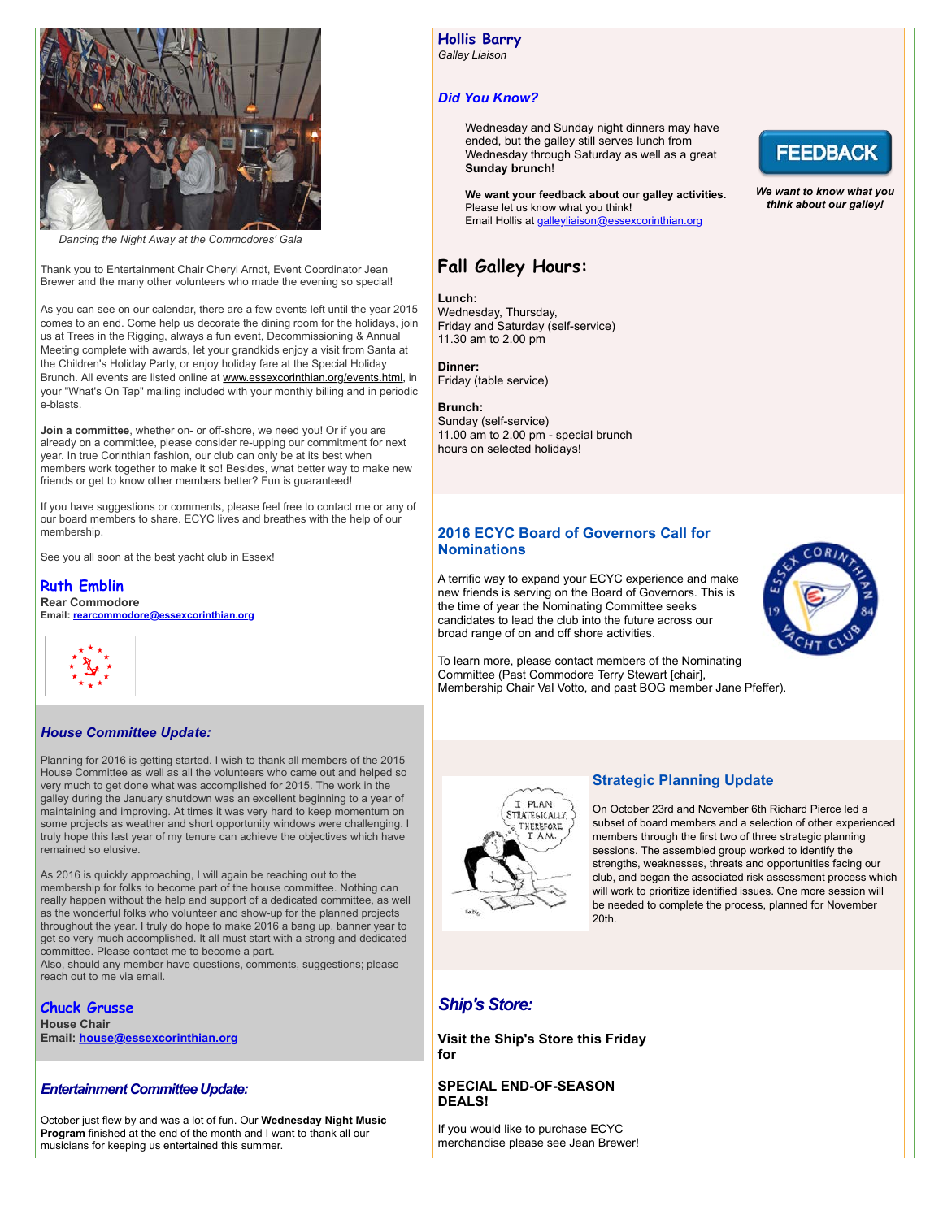*Dancing the Night Away at the Commodores' Gala*

Thank you to Entertainment Chair Cheryl Arndt, Event Coordinator Jean Brewer and the many other volunteers who made the evening so special!

As you can see on our calendar, there are a few events left until the year 2015 comes to an end. Come help us decorate the dining room for the holidays, join us at Trees in the Rigging, always a fun event, Decommissioning & Annual Meeting complete with awards, let your grandkids enjoy a visit from Santa at the Children's Holiday Party, or enjoy holiday fare at the Special Holiday Brunch. All events are listed online at www.essexcorinthian.org/events.html, in your "What's On Tap" mailing included with your monthly billing and in periodic e-blasts.

**Join a committee**, whether on- or off-shore, we need you! Or if you are already on a committee, please consider re-upping our commitment for next year. In true Corinthian fashion, our club can only be at its best when members work together to make it so! Besides, what better way to make new friends or get to know other members better? Fun is guaranteed!

If you have suggestions or comments, please feel free to contact me or any of our board members to share. ECYC lives and breathes with the help of our membership.

See you all soon at the best yacht club in Essex!

**Ruth Emblin**
**Rear Commodore**
**Email: rearcommodore@essexcorinthian.org**

### *House Committee Update:*

Planning for 2016 is getting started. I wish to thank all members of the 2015 House Committee as well as all the volunteers who came out and helped so very much to get done what was accomplished for 2015. The work in the galley during the January shutdown was an excellent beginning to a year of maintaining and improving. At times it was very hard to keep momentum on some projects as weather and short opportunity windows were challenging. I truly hope this last year of my tenure can achieve the objectives which have remained so elusive.

As 2016 is quickly approaching, I will again be reaching out to the membership for folks to become part of the house committee. Nothing can really happen without the help and support of a dedicated committee, as well as the wonderful folks who volunteer and show-up for the planned projects throughout the year. I truly do hope to make 2016 a bang up, banner year to get so very much accomplished. It all must start with a strong and dedicated committee. Please contact me to become a part.
Also, should any member have questions, comments, suggestions; please reach out to me via email.

**Chuck Grusse**
**House Chair**
**Email: house@essexcorinthian.org**

### *Entertainment Committee Update:*

October just flew by and was a lot of fun. Our **Wednesday Night Music Program** finished at the end of the month and I want to thank all our musicians for keeping us entertained this summer.

**Hollis Barry**
*Galley Liaison*

### *Did You Know?*

Wednesday and Sunday night dinners may have ended, but the galley still serves lunch from Wednesday through Saturday as well as a great **Sunday brunch**!

**We want your feedback about our galley activities.** Please let us know what you think!
Email Hollis at galleyliaison@essexcorinthian.org

FEEDBACK

***We want to know what you think about our galley!***

## Fall Galley Hours:

**Lunch:**
Wednesday, Thursday,
Friday and Saturday (self-service)
11.30 am to 2.00 pm

**Dinner:**
Friday (table service)

**Brunch:**
Sunday (self-service)
11.00 am to 2.00 pm - special brunch hours on selected holidays!

### 2016 ECYC Board of Governors Call for Nominations

A terrific way to expand your ECYC experience and make new friends is serving on the Board of Governors. This is the time of year the Nominating Committee seeks candidates to lead the club into the future across our broad range of on and off shore activities.

To learn more, please contact members of the Nominating Committee (Past Commodore Terry Stewart [chair], Membership Chair Val Votto, and past BOG member Jane Pfeffer).

### Strategic Planning Update

On October 23rd and November 6th Richard Pierce led a subset of board members and a selection of other experienced members through the first two of three strategic planning sessions. The assembled group worked to identify the strengths, weaknesses, threats and opportunities facing our club, and began the associated risk assessment process which will work to prioritize identified issues. One more session will be needed to complete the process, planned for November 20th.

### *Ship's Store:*

**Visit the Ship's Store this Friday for**

**SPECIAL END-OF-SEASON DEALS!**

If you would like to purchase ECYC merchandise please see Jean Brewer!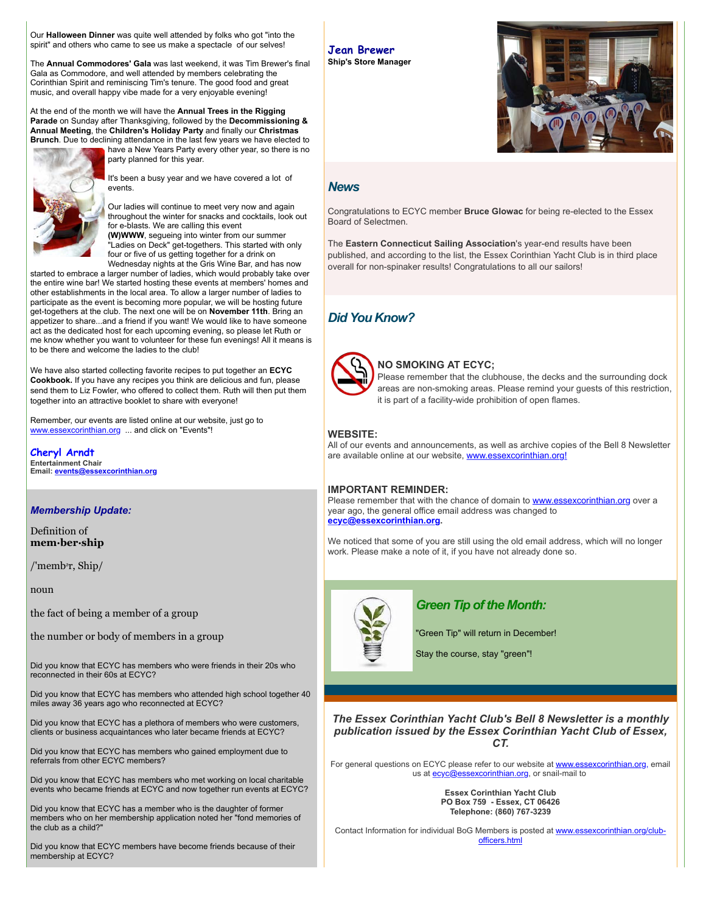Our **Halloween Dinner** was quite well attended by folks who got "into the spirit" and others who came to see us make a spectacle of our selves!

The **Annual Commodores' Gala** was last weekend, it was Tim Brewer's final Gala as Commodore, and well attended by members celebrating the Corinthian Spirit and reminiscing Tim's tenure. The good food and great music, and overall happy vibe made for a very enjoyable evening!

At the end of the month we will have the **Annual Trees in the Rigging Parade** on Sunday after Thanksgiving, followed by the **Decommissioning & Annual Meeting**, the **Children's Holiday Party** and finally our **Christmas Brunch**. Due to declining attendance in the last few years we have elected to have a New Years Party every other year, so there is no party planned for this year.

It's been a busy year and we have covered a lot of events.

Our ladies will continue to meet very now and again throughout the winter for snacks and cocktails, look out for e-blasts. We are calling this event **(W)WWW**, segueing into winter from our summer "Ladies on Deck" get-togethers. This started with only four or five of us getting together for a drink on Wednesday nights at the Gris Wine Bar, and has now started to embrace a larger number of ladies, which would probably take over the entire wine bar! We started hosting these events at members' homes and other establishments in the local area. To allow a larger number of ladies to participate as the event is becoming more popular, we will be hosting future get-togethers at the club. The next one will be on **November 11th**. Bring an appetizer to share...and a friend if you want! We would like to have someone act as the dedicated host for each upcoming evening, so please let Ruth or me know whether you want to volunteer for these fun evenings! All it means is to be there and welcome the ladies to the club!

We have also started collecting favorite recipes to put together an **ECYC Cookbook.** If you have any recipes you think are delicious and fun, please send them to Liz Fowler, who offered to collect them. Ruth will then put them together into an attractive booklet to share with everyone!

Remember, our events are listed online at our website, just go to www.essexcorinthian.org ... and click on "Events"!

**Cheryl Arndt**
**Entertainment Chair**
**Email: events@essexcorinthian.org**

### *Membership Update:*

Definition of
**mem·ber·ship**

/'membᵊr, Ship/

noun

the fact of being a member of a group

the number or body of members in a group

Did you know that ECYC has members who were friends in their 20s who reconnected in their 60s at ECYC?

Did you know that ECYC has members who attended high school together 40 miles away 36 years ago who reconnected at ECYC?

Did you know that ECYC has a plethora of members who were customers, clients or business acquaintances who later became friends at ECYC?

Did you know that ECYC has members who gained employment due to referrals from other ECYC members?

Did you know that ECYC has members who met working on local charitable events who became friends at ECYC and now together run events at ECYC?

Did you know that ECYC has a member who is the daughter of former members who on her membership application noted her "fond memories of the club as a child?"

Did you know that ECYC members have become friends because of their membership at ECYC?

**Jean Brewer**
**Ship's Store Manager**

## *News*

Congratulations to ECYC member **Bruce Glowac** for being re-elected to the Essex Board of Selectmen.

The **Eastern Connecticut Sailing Association**'s year-end results have been published, and according to the list, the Essex Corinthian Yacht Club is in third place overall for non-spinaker results! Congratulations to all our sailors!

## *Did You Know?*

**NO SMOKING AT ECYC;**
Please remember that the clubhouse, the decks and the surrounding dock areas are non-smoking areas. Please remind your guests of this restriction, it is part of a facility-wide prohibition of open flames.

**WEBSITE:**
All of our events and announcements, as well as archive copies of the Bell 8 Newsletter are available online at our website, www.essexcorinthian.org!

**IMPORTANT REMINDER:**
Please remember that with the chance of domain to www.essexcorinthian.org over a year ago, the general office email address was changed to **ecyc@essexcorinthian.org.**

We noticed that some of you are still using the old email address, which will no longer work. Please make a note of it, if you have not already done so.

## *Green Tip of the Month:*

"Green Tip" will return in December!

Stay the course, stay "green"!

***The Essex Corinthian Yacht Club's Bell 8 Newsletter is a monthly publication issued by the Essex Corinthian Yacht Club of Essex, CT.***

For general questions on ECYC please refer to our website at www.essexcorinthian.org, email us at ecyc@essexcorinthian.org, or snail-mail to

**Essex Corinthian Yacht Club**
**PO Box 759 - Essex, CT 06426**
**Telephone: (860) 767-3239**

Contact Information for individual BoG Members is posted at www.essexcorinthian.org/club-officers.html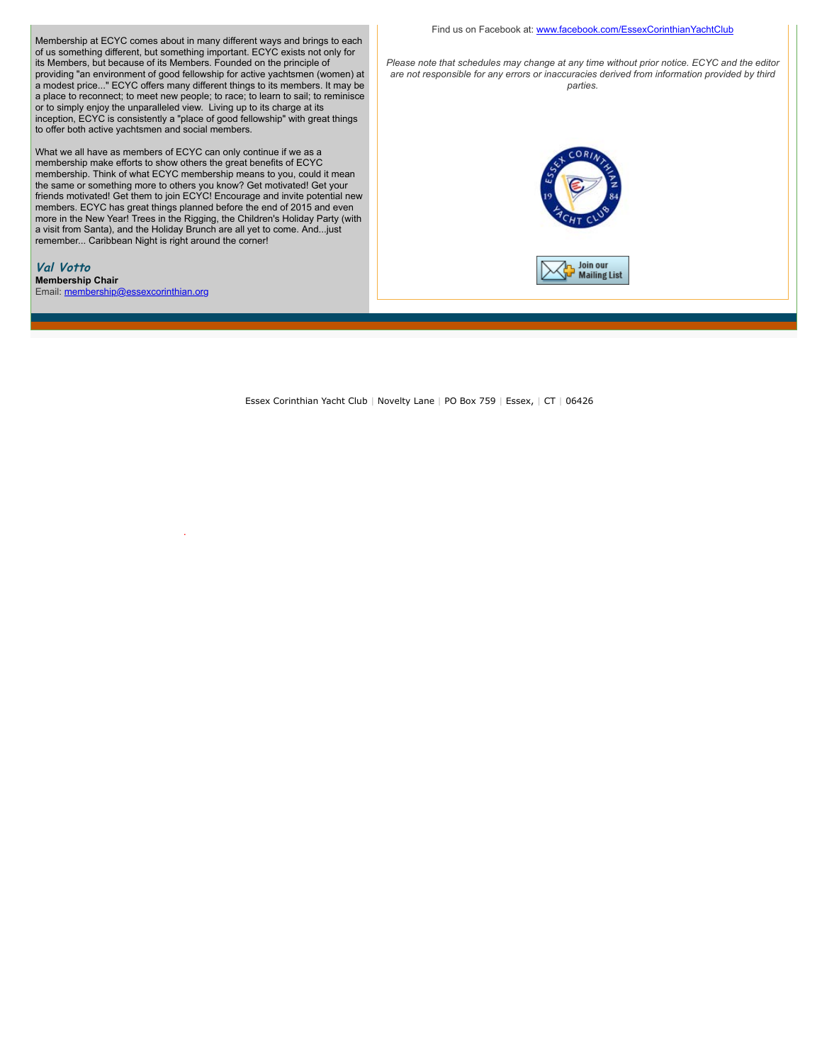Membership at ECYC comes about in many different ways and brings to each of us something different, but something important. ECYC exists not only for its Members, but because of its Members. Founded on the principle of providing "an environment of good fellowship for active yachtsmen (women) at a modest price..." ECYC offers many different things to its members. It may be a place to reconnect; to meet new people; to race; to learn to sail; to reminisce or to simply enjoy the unparalleled view.  Living up to its charge at its inception, ECYC is consistently a "place of good fellowship" with great things to offer both active yachtsmen and social members.

What we all have as members of ECYC can only continue if we as a membership make efforts to show others the great benefits of ECYC membership. Think of what ECYC membership means to you, could it mean the same or something more to others you know? Get motivated! Get your friends motivated! Get them to join ECYC! Encourage and invite potential new members. ECYC has great things planned before the end of 2015 and even more in the New Year! Trees in the Rigging, the Children's Holiday Party (with a visit from Santa), and the Holiday Brunch are all yet to come. And...just remember... Caribbean Night is right around the corner!

***Val Votto***
**Membership Chair**
Email: membership@essexcorinthian.org

Find us on Facebook at: www.facebook.com/EssexCorinthianYachtClub

*Please note that schedules may change at any time without prior notice. ECYC and the editor are not responsible for any errors or inaccuracies derived from information provided by third parties.*

Join our Mailing List

Essex Corinthian Yacht Club | Novelty Lane | PO Box 759 | Essex, | CT | 06426